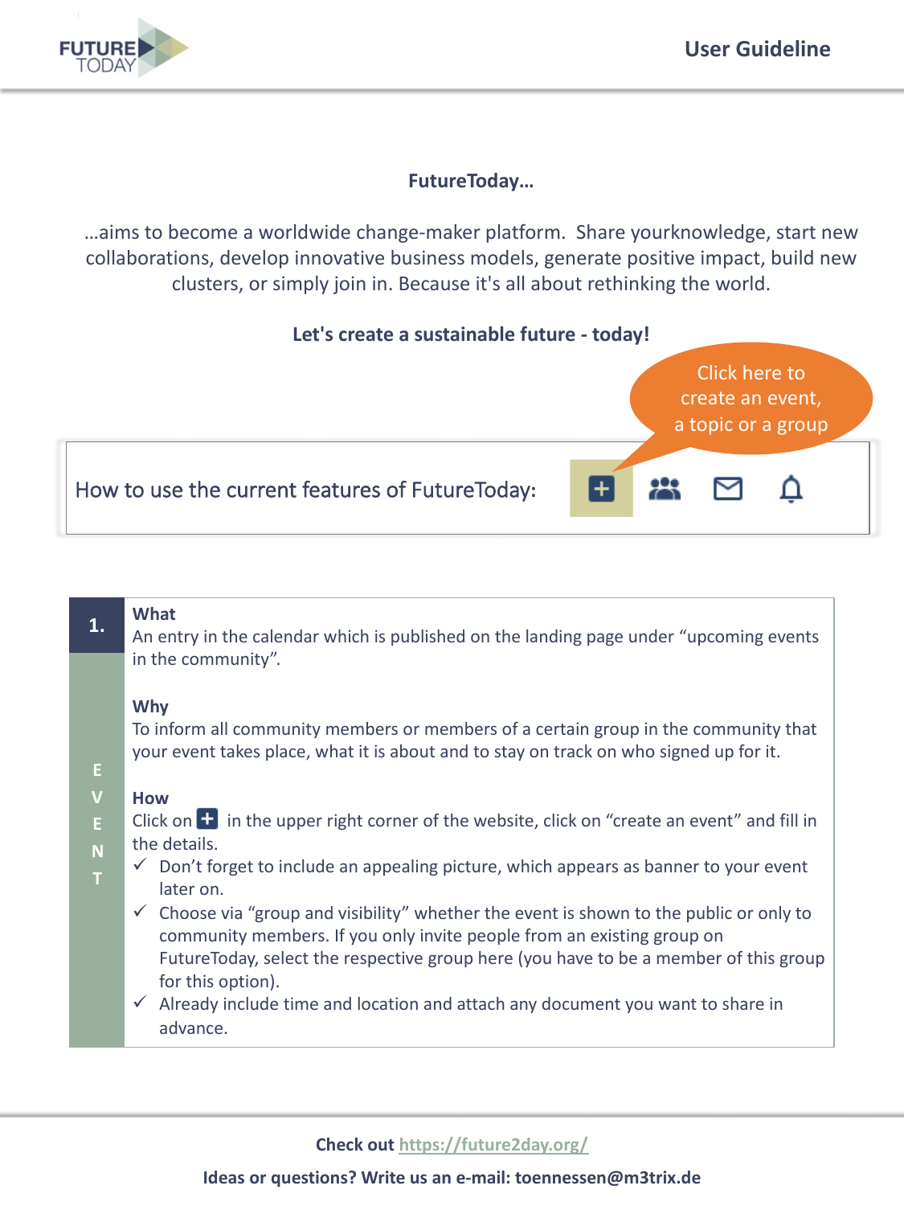**FutureToday…**

…aims to become a worldwide change-maker platform. Share yourknowledge, start new collaborations, develop innovative business models, generate positive impact, build new clusters, or simply join in. Because it's all about rethinking the world.

**Let's create a sustainable future - today!**

Click here to create an event, a topic or a group

How to use the current features of FutureToday:

## 1. EVENT

**What**
An entry in the calendar which is published on the landing page under "upcoming events in the community".

**Why**
To inform all community members or members of a certain group in the community that your event takes place, what it is about and to stay on track on who signed up for it.

**How**
Click on + in the upper right corner of the website, click on "create an event" and fill in the details.

- ✓ Don't forget to include an appealing picture, which appears as banner to your event later on.
- ✓ Choose via "group and visibility" whether the event is shown to the public or only to community members. If you only invite people from an existing group on FutureToday, select the respective group here (you have to be a member of this group for this option).
- ✓ Already include time and location and attach any document you want to share in advance.

**Check out** https://future2day.org/

**Ideas or questions? Write us an e-mail: toennessen@m3trix.de**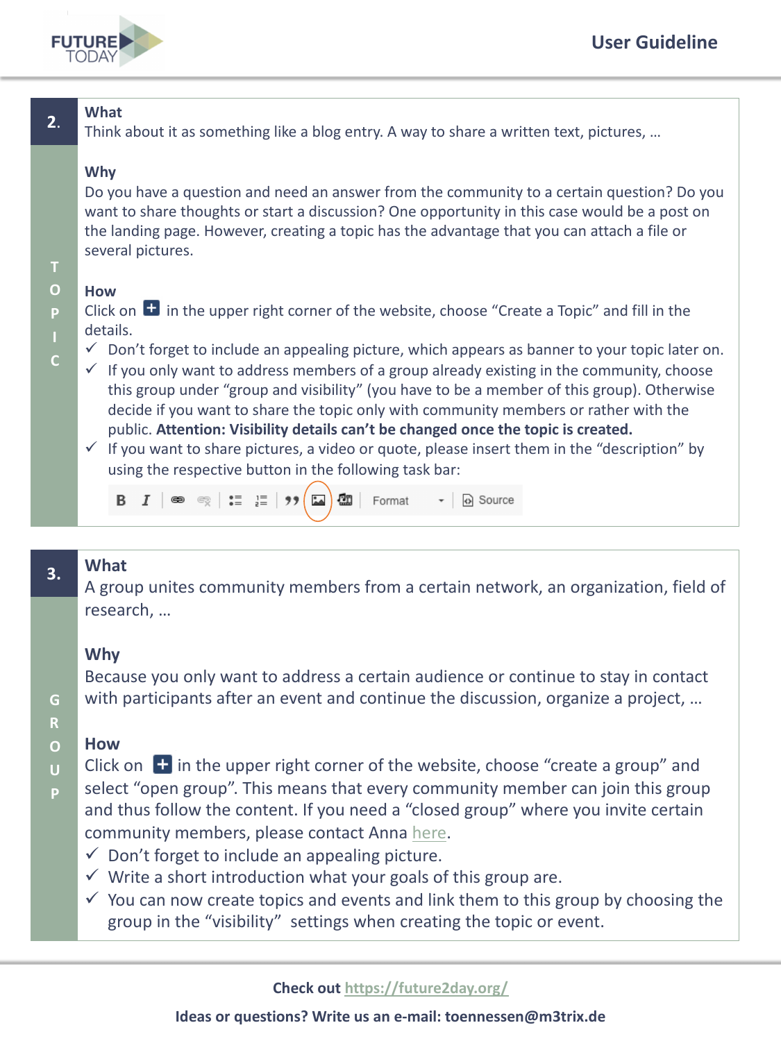## 2. TOPIC

**What**

Think about it as something like a blog entry. A way to share a written text, pictures, …

**Why**

Do you have a question and need an answer from the community to a certain question? Do you want to share thoughts or start a discussion? One opportunity in this case would be a post on the landing page. However, creating a topic has the advantage that you can attach a file or several pictures.

**How**

Click on ➕ in the upper right corner of the website, choose "Create a Topic" and fill in the details.

- ✓ Don't forget to include an appealing picture, which appears as banner to your topic later on.
- ✓ If you only want to address members of a group already existing in the community, choose this group under "group and visibility" (you have to be a member of this group). Otherwise decide if you want to share the topic only with community members or rather with the public. **Attention: Visibility details can't be changed once the topic is created.**
- ✓ If you want to share pictures, a video or quote, please insert them in the "description" by using the respective button in the following task bar:

B I | Format | Source

## 3. GROUP

**What**

A group unites community members from a certain network, an organization, field of research, …

**Why**

Because you only want to address a certain audience or continue to stay in contact with participants after an event and continue the discussion, organize a project, …

**How**

Click on ➕ in the upper right corner of the website, choose "create a group" and select "open group". This means that every community member can join this group and thus follow the content. If you need a "closed group" where you invite certain community members, please contact Anna here.

- ✓ Don't forget to include an appealing picture.
- ✓ Write a short introduction what your goals of this group are.
- ✓ You can now create topics and events and link them to this group by choosing the group in the "visibility" settings when creating the topic or event.

**Check out https://future2day.org/**

**Ideas or questions? Write us an e-mail: toennessen@m3trix.de**